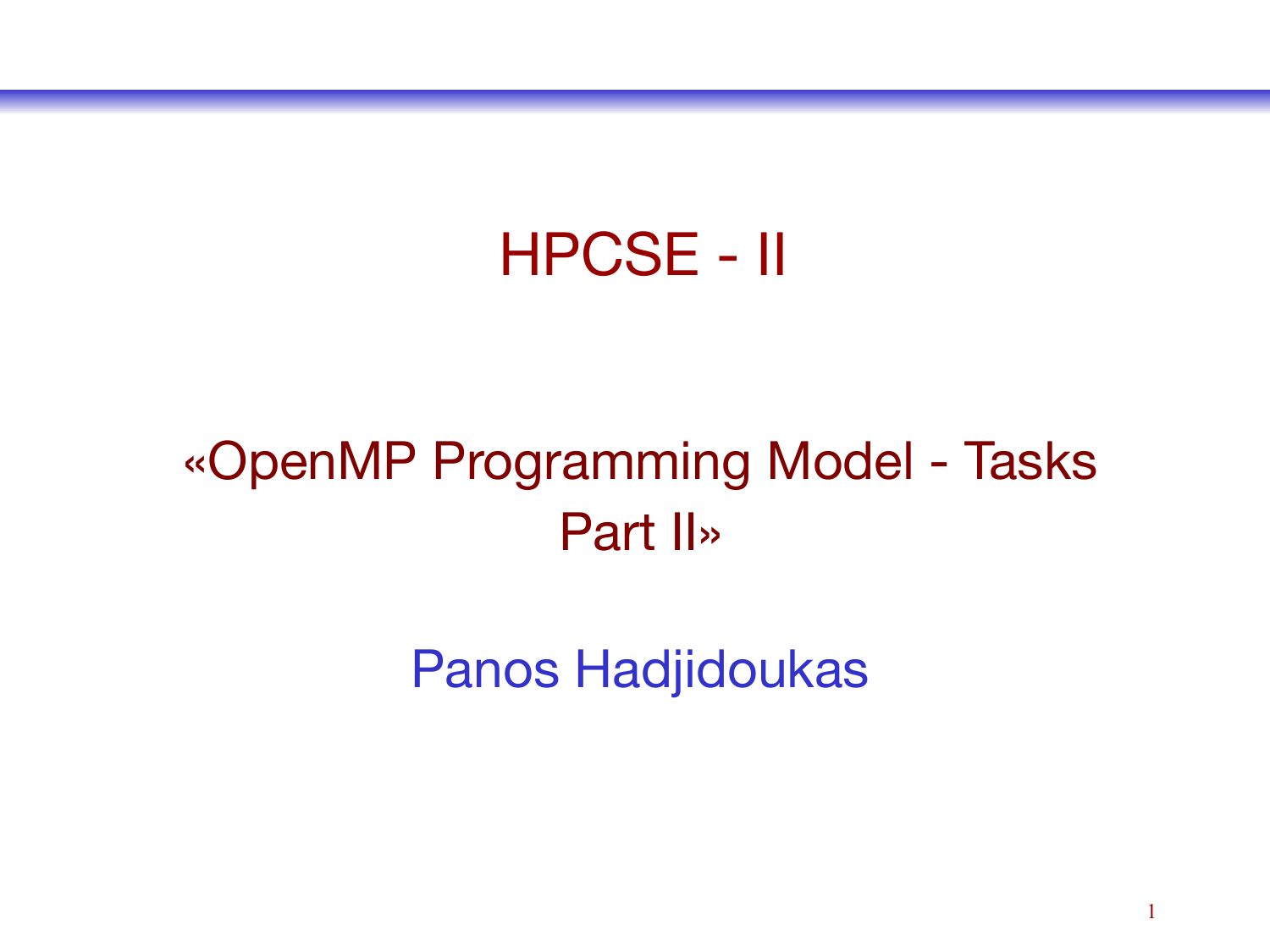# HPCSE - II

## «OpenMP Programming Model - Tasks Part II»

Panos Hadjidoukas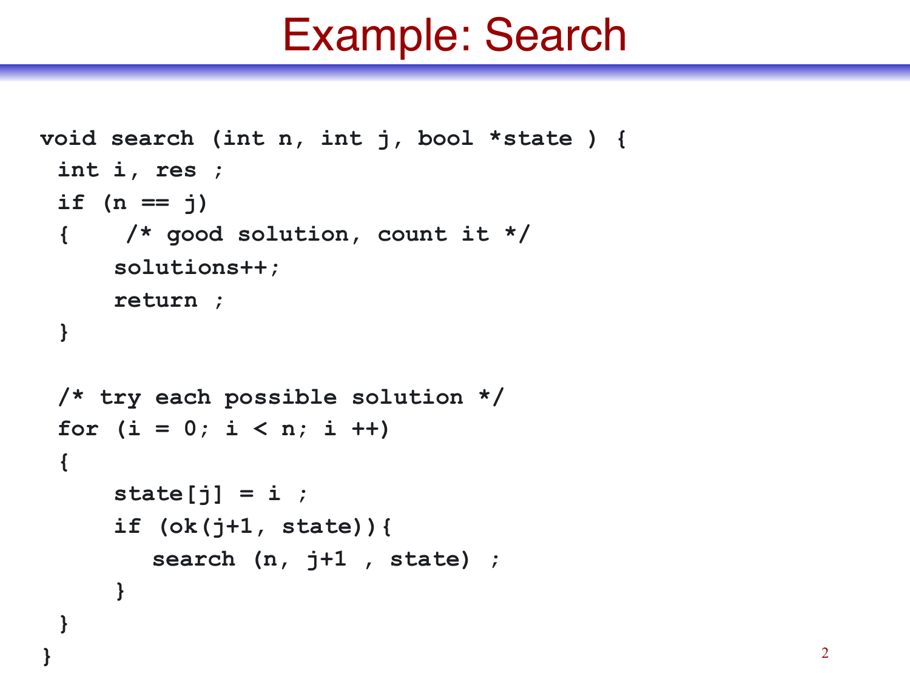# Example: Search

```
void search (int n, int j, bool *state ) {
 int i, res ;
 if (n == j)
 {    /* good solution, count it */
     solutions++;
     return ;
 }

 /* try each possible solution */
 for (i = 0; i < n; i ++)
 {
     state[j] = i ;
     if (ok(j+1, state)){
        search (n, j+1 , state) ;
     }
 }
}
```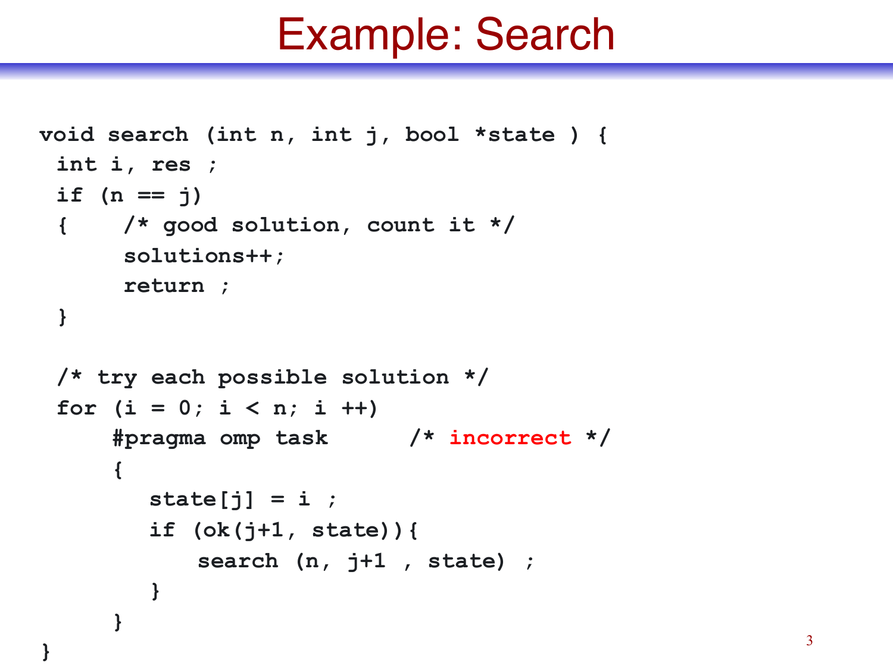# Example: Search

```
void search (int n, int j, bool *state ) {
 int i, res ;
 if (n == j)
 {    /* good solution, count it */
      solutions++;
      return ;
 }

 /* try each possible solution */
 for (i = 0; i < n; i ++)
     #pragma omp task       /* incorrect */
     {
        state[j] = i ;
        if (ok(j+1, state)){
            search (n, j+1 , state) ;
        }
     }
}
```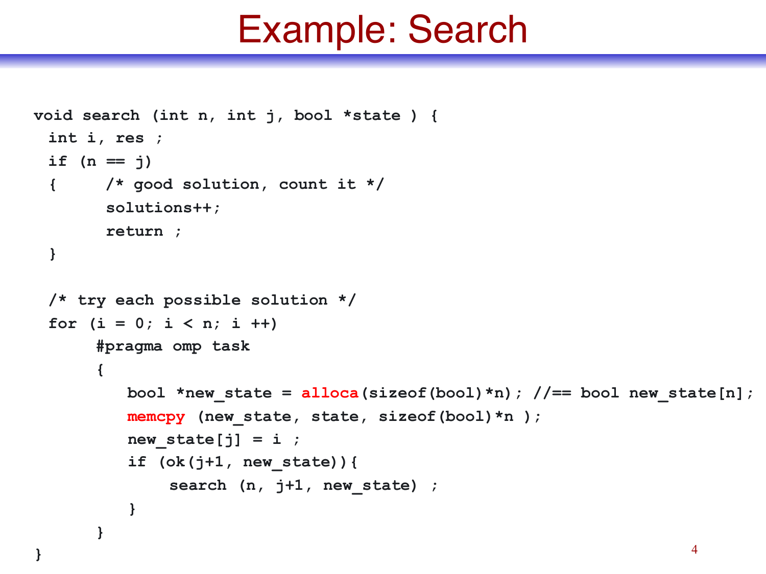# Example: Search

```
void search (int n, int j, bool *state ) {
 int i, res ;
 if (n == j)
 {     /* good solution, count it */
       solutions++;
       return ;
 }

 /* try each possible solution */
 for (i = 0; i < n; i ++)
      #pragma omp task
      {
         bool *new_state = alloca(sizeof(bool)*n); //== bool new_state[n];
         memcpy (new_state, state, sizeof(bool)*n );
         new_state[j] = i ;
         if (ok(j+1, new_state)){
              search (n, j+1, new_state) ;
         }
      }
}
```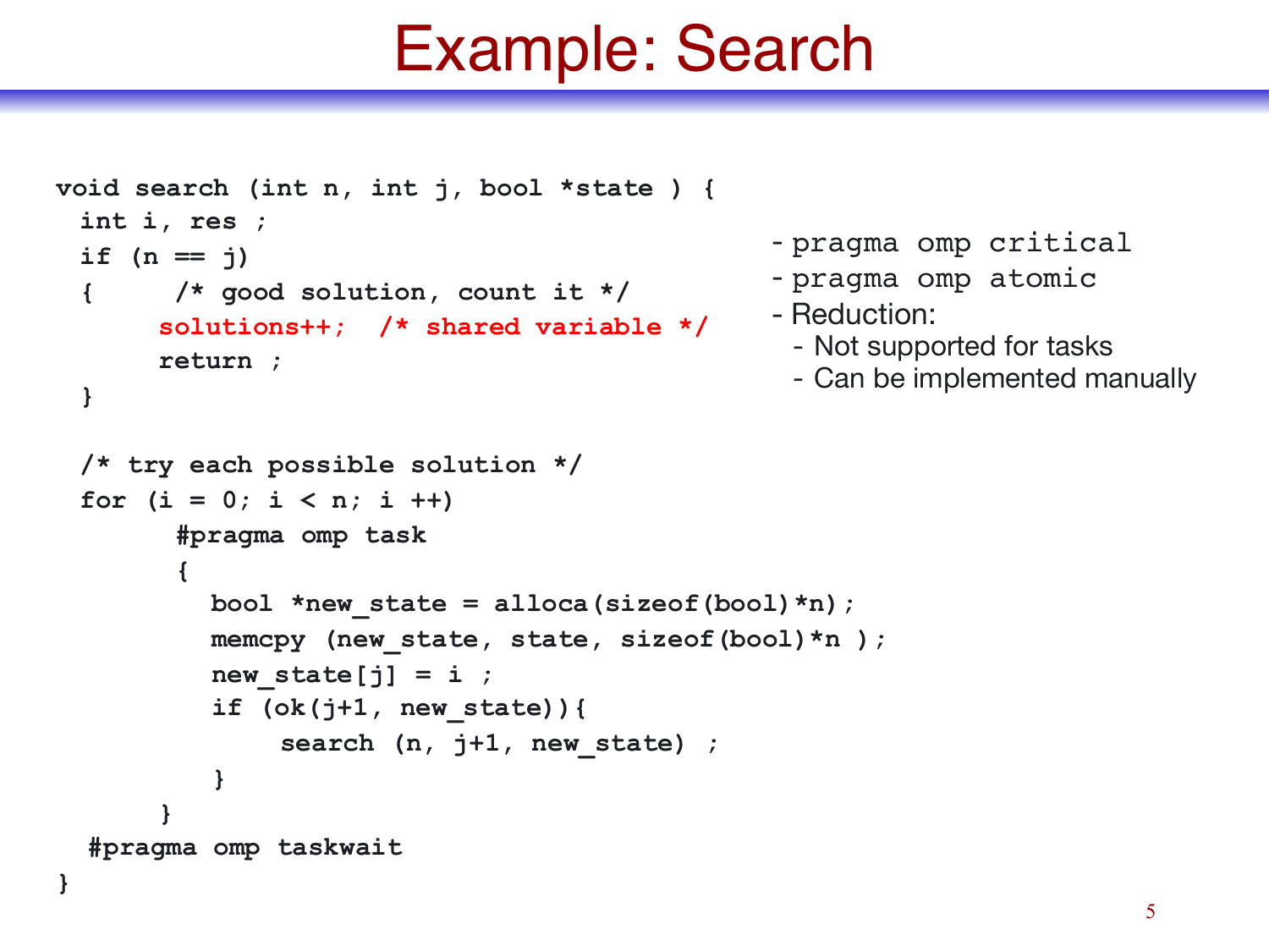# Example: Search

```
void search (int n, int j, bool *state ) {
  int i, res ;
  if (n == j)
  {     /* good solution, count it */
        solutions++;  /* shared variable */
        return ;
  }

  /* try each possible solution */
  for (i = 0; i < n; i ++)
        #pragma omp task
        {
          bool *new_state = alloca(sizeof(bool)*n);
          memcpy (new_state, state, sizeof(bool)*n );
          new_state[j] = i ;
          if (ok(j+1, new_state)){
               search (n, j+1, new_state) ;
          }
        }
   #pragma omp taskwait
}
```

- `pragma omp critical`
- `pragma omp atomic`
- Reduction:
  - Not supported for tasks
  - Can be implemented manually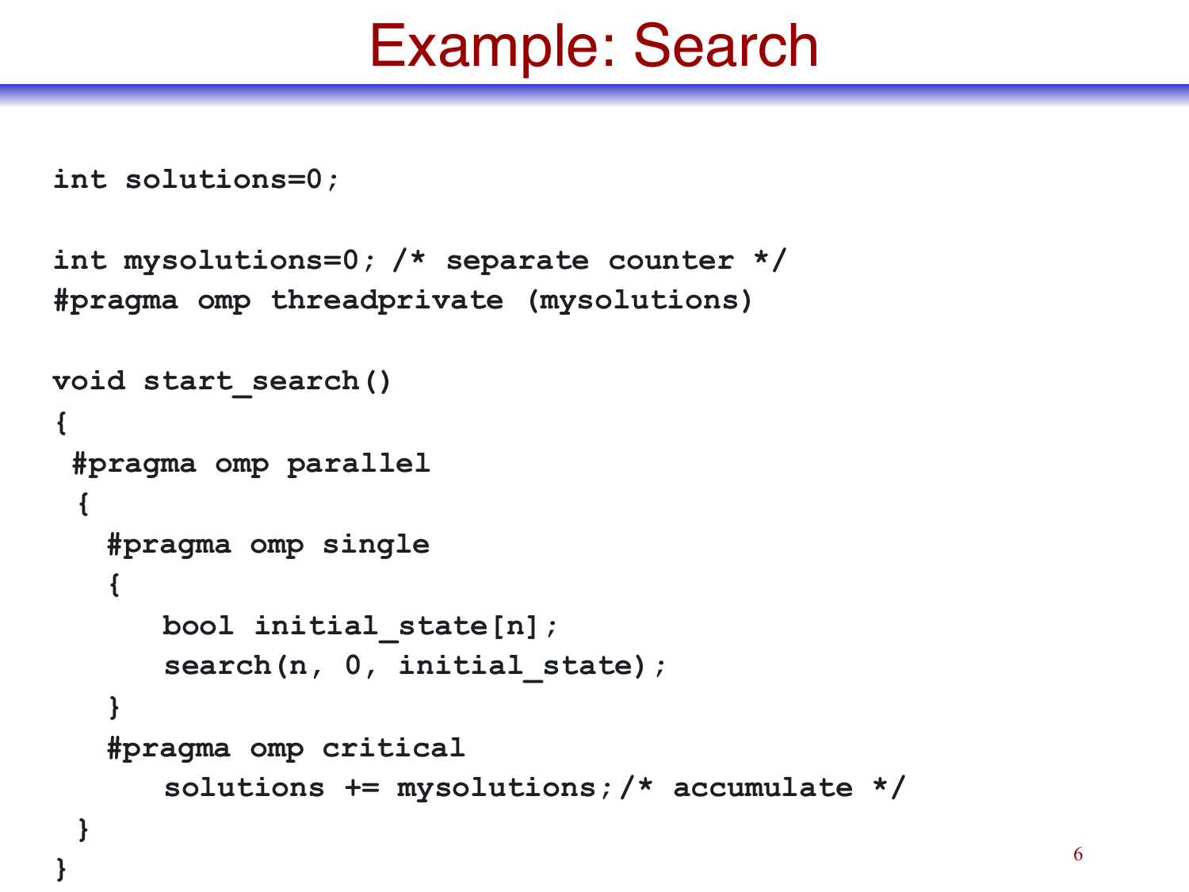# Example: Search

```
int solutions=0;

int mysolutions=0; /* separate counter */
#pragma omp threadprivate (mysolutions)

void start_search()
{
 #pragma omp parallel
 {
   #pragma omp single
   {
      bool initial_state[n];
      search(n, 0, initial_state);
   }
   #pragma omp critical
      solutions += mysolutions;/* accumulate */
 }
}
```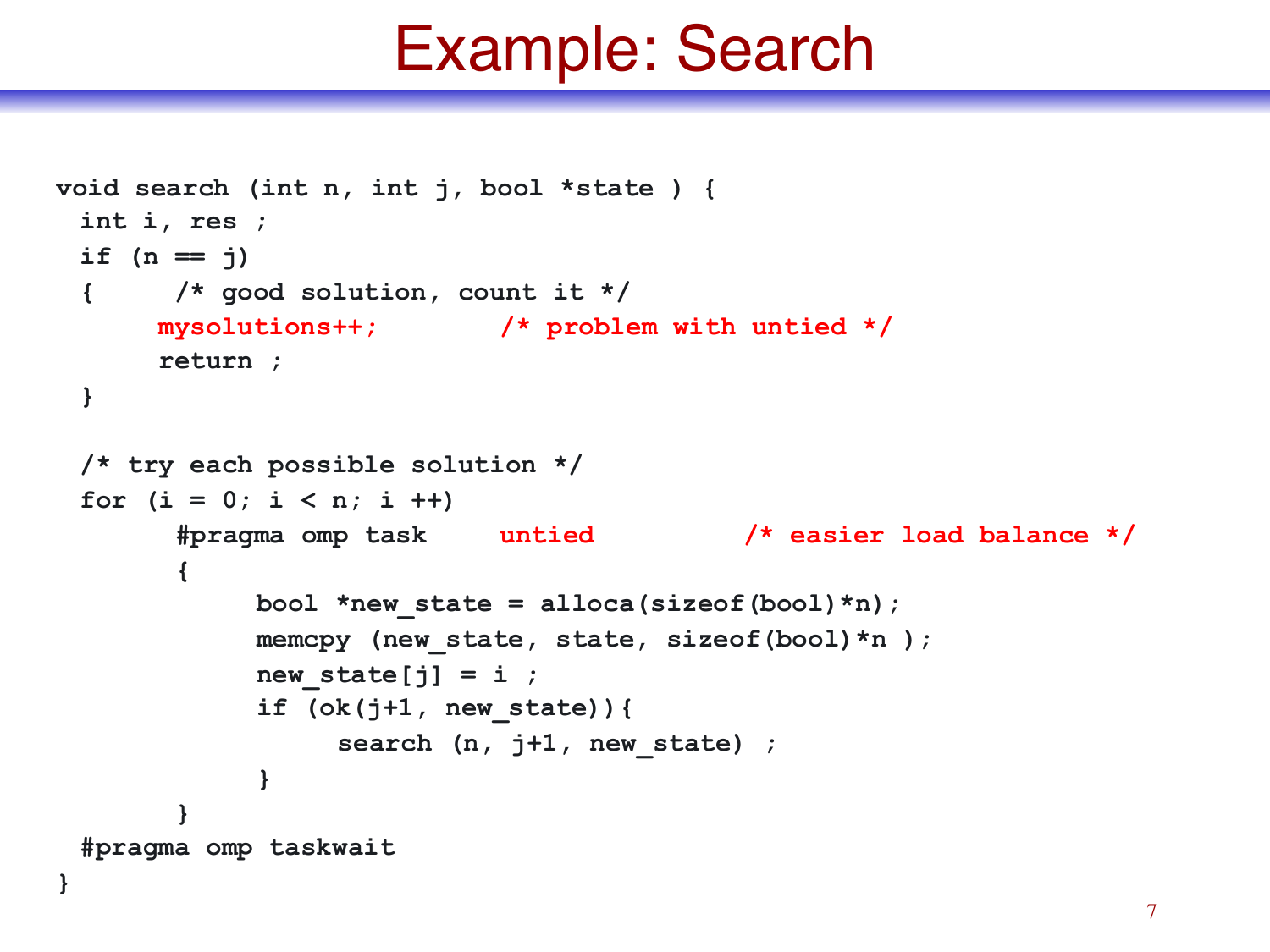# Example: Search

```
void search (int n, int j, bool *state ) {
 int i, res ;
 if (n == j)
 {     /* good solution, count it */
      mysolutions++;        /* problem with untied */
      return ;
 }

 /* try each possible solution */
 for (i = 0; i < n; i ++)
       #pragma omp task    untied          /* easier load balance */
       {
            bool *new_state = alloca(sizeof(bool)*n);
            memcpy (new_state, state, sizeof(bool)*n );
            new_state[j] = i ;
            if (ok(j+1, new_state)){
                 search (n, j+1, new_state) ;
            }
       }
 #pragma omp taskwait
}
```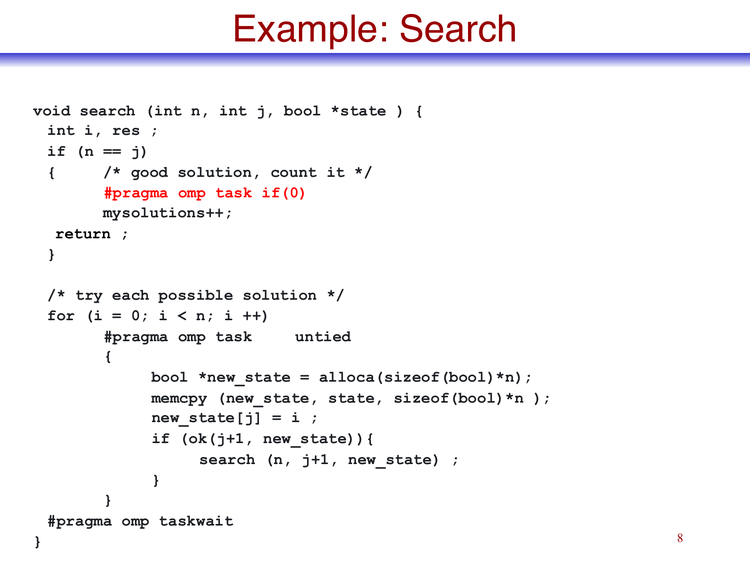# Example: Search

```
void search (int n, int j, bool *state ) {
 int i, res ;
 if (n == j)
 {     /* good solution, count it */
       #pragma omp task if(0)
       mysolutions++;
  return ;
 }

 /* try each possible solution */
 for (i = 0; i < n; i ++)
       #pragma omp task    untied
       {
            bool *new_state = alloca(sizeof(bool)*n);
            memcpy (new_state, state, sizeof(bool)*n );
            new_state[j] = i ;
            if (ok(j+1, new_state)){
                 search (n, j+1, new_state) ;
            }
       }
 #pragma omp taskwait
}
```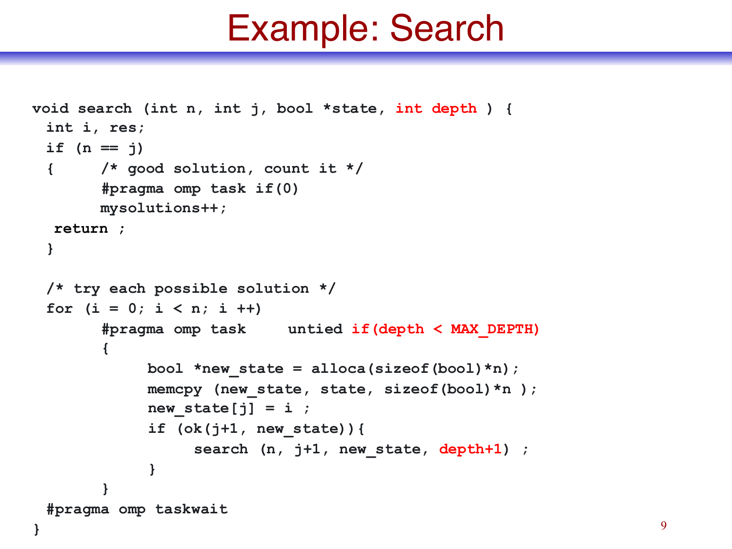# Example: Search

```
void search (int n, int j, bool *state, int depth ) {
 int i, res;
 if (n == j)
 {     /* good solution, count it */
       #pragma omp task if(0)
       mysolutions++;
  return ;
 }

 /* try each possible solution */
 for (i = 0; i < n; i ++)
       #pragma omp task    untied if(depth < MAX_DEPTH)
       {
            bool *new_state = alloca(sizeof(bool)*n);
            memcpy (new_state, state, sizeof(bool)*n );
            new_state[j] = i ;
            if (ok(j+1, new_state)){
                 search (n, j+1, new_state, depth+1) ;
            }
       }
 #pragma omp taskwait
}
```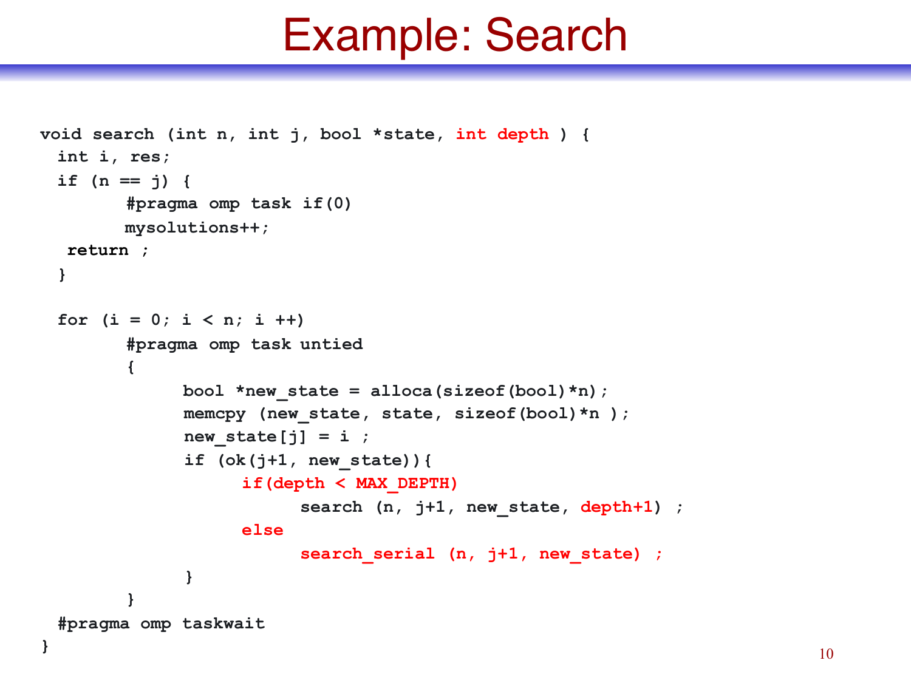# Example: Search

```
void search (int n, int j, bool *state, int depth ) {
  int i, res;
  if (n == j) {
        #pragma omp task if(0)
        mysolutions++;
   return ;
  }

  for (i = 0; i < n; i ++)
        #pragma omp task untied
        {
              bool *new_state = alloca(sizeof(bool)*n);
              memcpy (new_state, state, sizeof(bool)*n );
              new_state[j] = i ;
              if (ok(j+1, new_state)){
                    if(depth < MAX_DEPTH)
                          search (n, j+1, new_state, depth+1) ;
                    else
                          search_serial (n, j+1, new_state) ;
              }
        }
  #pragma omp taskwait
}
```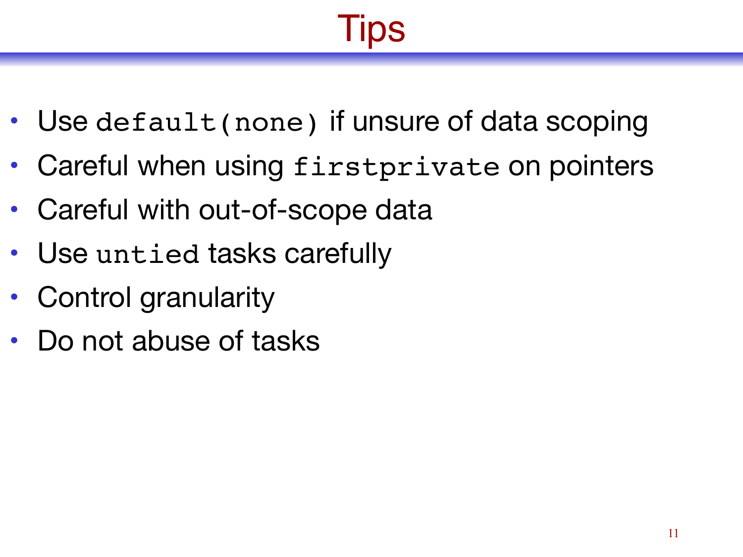# Tips

- Use `default(none)` if unsure of data scoping
- Careful when using `firstprivate` on pointers
- Careful with out-of-scope data
- Use `untied` tasks carefully
- Control granularity
- Do not abuse of tasks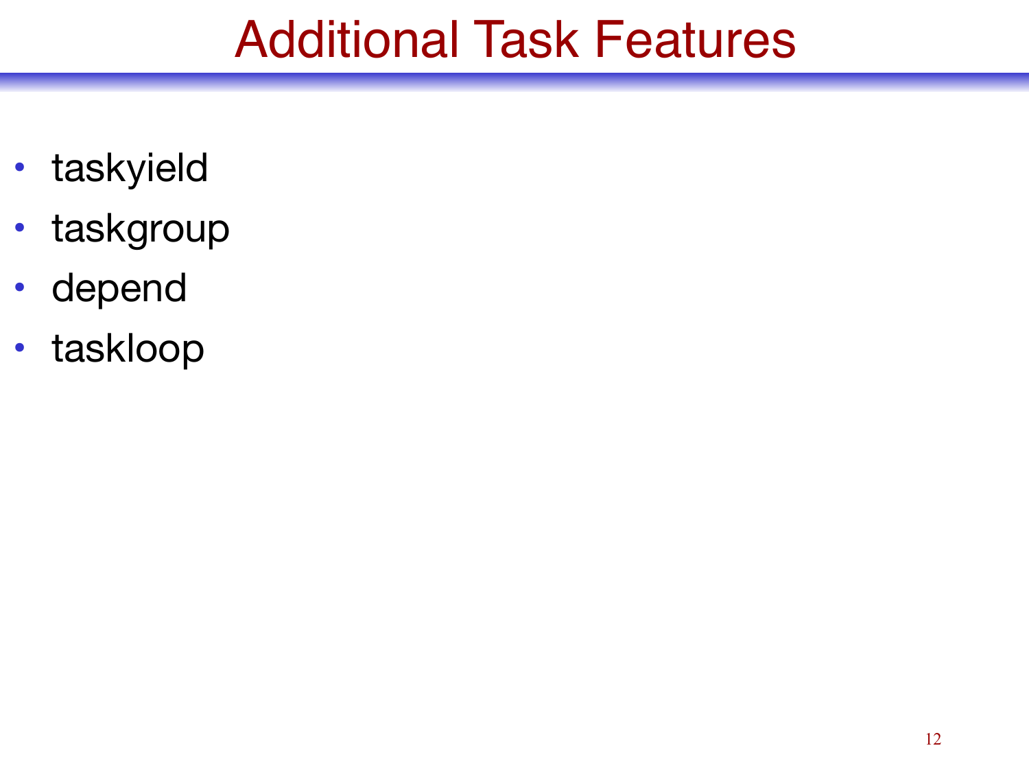# Additional Task Features

- taskyield
- taskgroup
- depend
- taskloop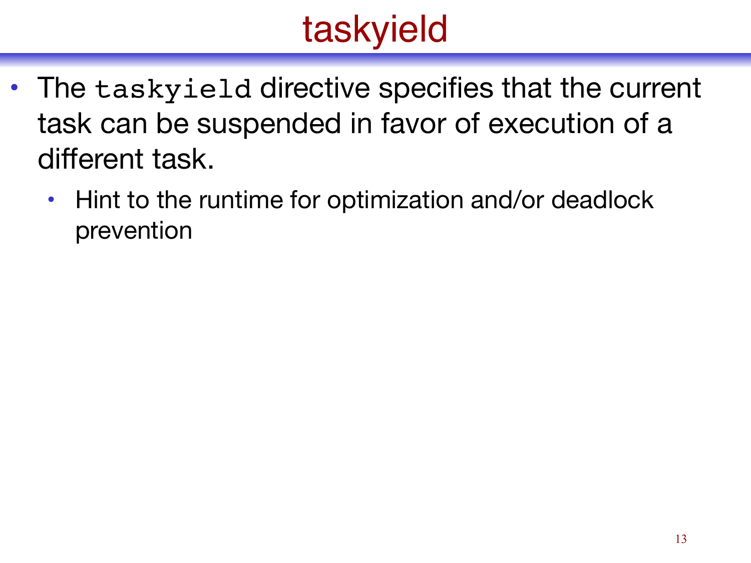# taskyield

- The `taskyield` directive specifies that the current task can be suspended in favor of execution of a different task.
  - Hint to the runtime for optimization and/or deadlock prevention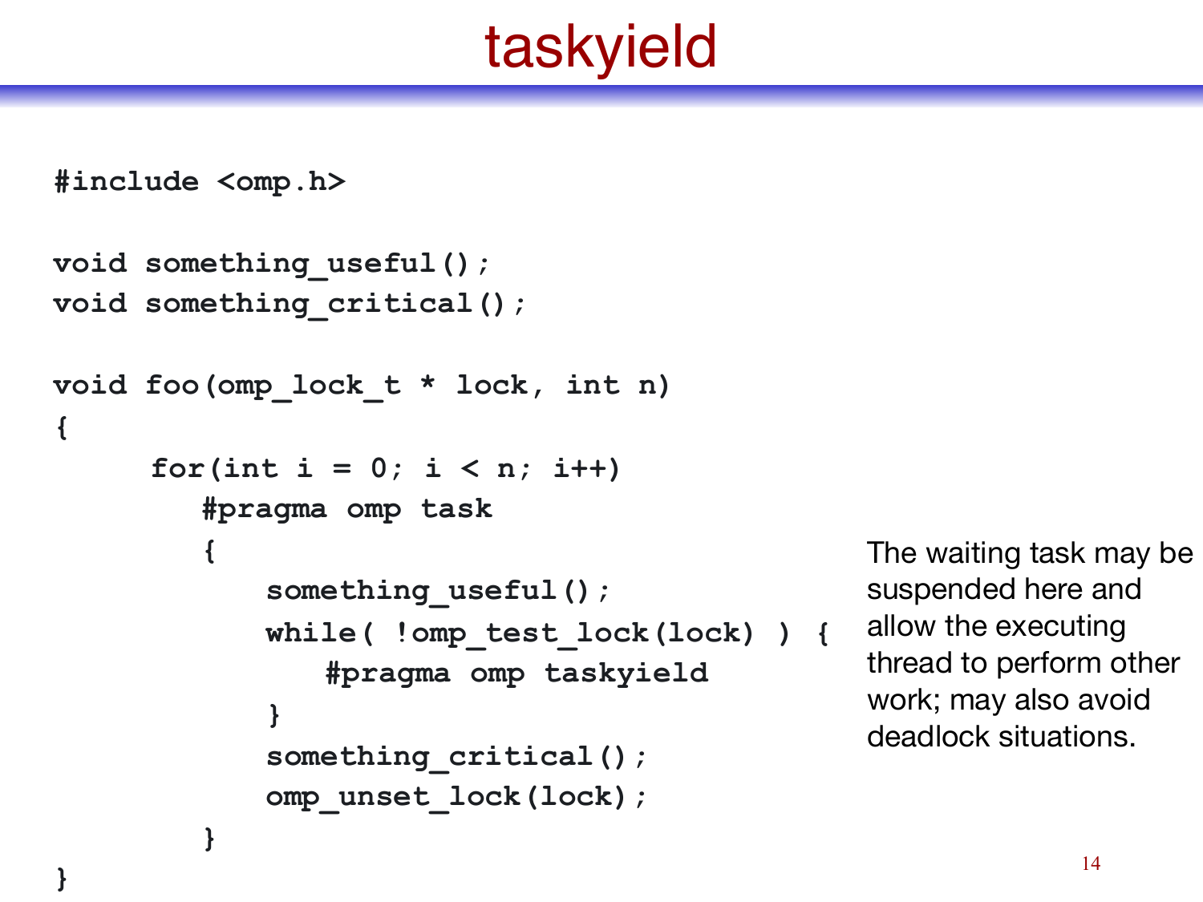# taskyield

```c
#include <omp.h>

void something_useful();
void something_critical();

void foo(omp_lock_t * lock, int n)
{
     for(int i = 0; i < n; i++)
        #pragma omp task
        {
            something_useful();
            while( !omp_test_lock(lock) ) {
               #pragma omp taskyield
            }
            something_critical();
            omp_unset_lock(lock);
        }
}
```

The waiting task may be suspended here and allow the executing thread to perform other work; may also avoid deadlock situations.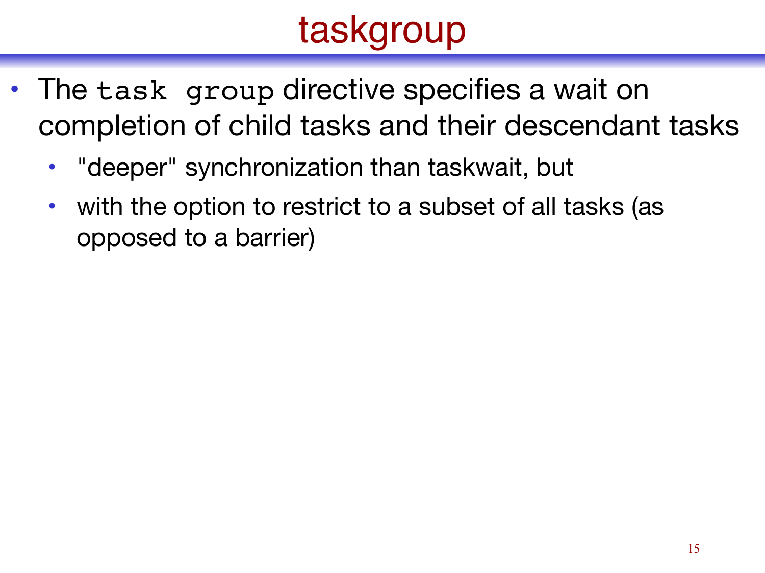# taskgroup

- The `task group` directive specifies a wait on completion of child tasks and their descendant tasks
  - "deeper" synchronization than taskwait, but
  - with the option to restrict to a subset of all tasks (as opposed to a barrier)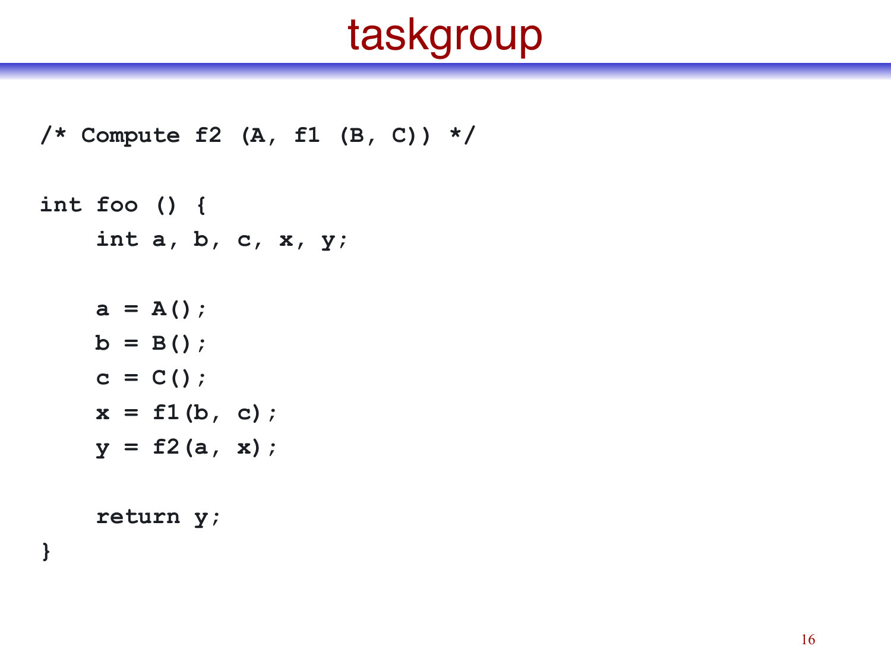# taskgroup

```
/* Compute f2 (A, f1 (B, C)) */

int foo () {
    int a, b, c, x, y;

    a = A();
    b = B();
    c = C();
    x = f1(b, c);
    y = f2(a, x);

    return y;
}
```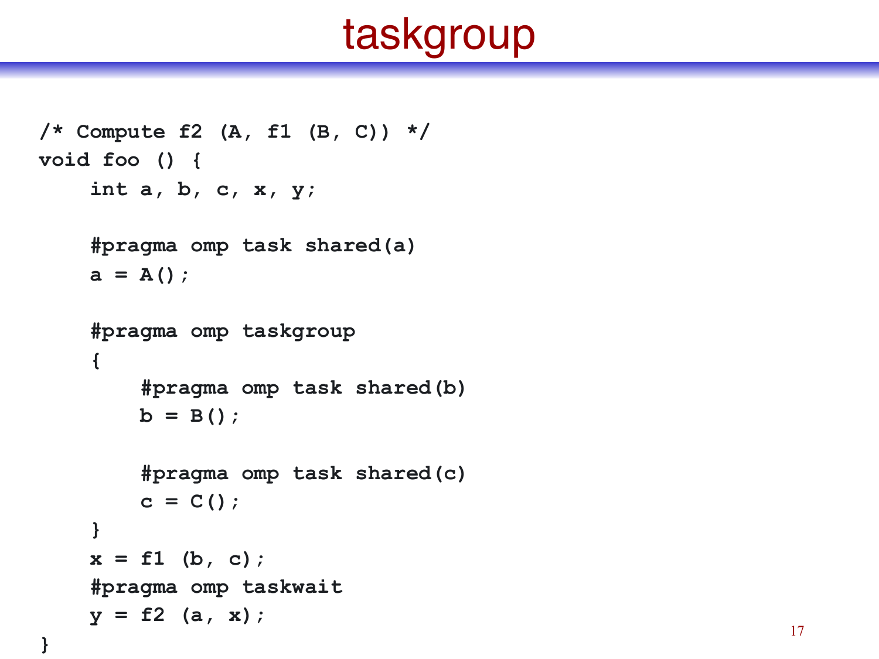# taskgroup

```
/* Compute f2 (A, f1 (B, C)) */
void foo () {
    int a, b, c, x, y;

    #pragma omp task shared(a)
    a = A();

    #pragma omp taskgroup
    {
        #pragma omp task shared(b)
        b = B();

        #pragma omp task shared(c)
        c = C();
    }
    x = f1 (b, c);
    #pragma omp taskwait
    y = f2 (a, x);
}
```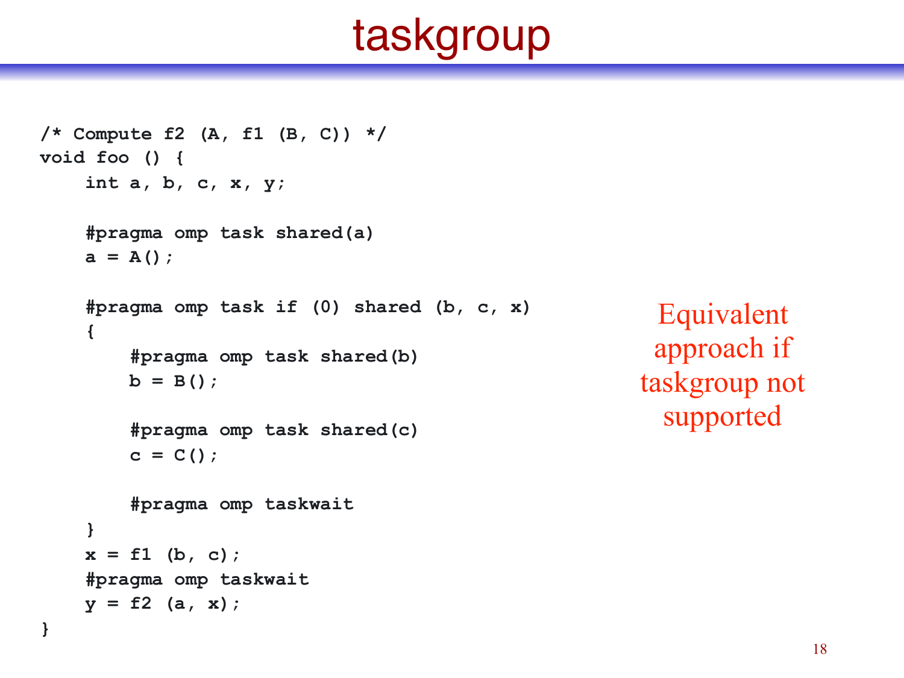# taskgroup

```
/* Compute f2 (A, f1 (B, C)) */
void foo () {
    int a, b, c, x, y;

    #pragma omp task shared(a)
    a = A();

    #pragma omp task if (0) shared (b, c, x)
    {
        #pragma omp task shared(b)
        b = B();

        #pragma omp task shared(c)
        c = C();

        #pragma omp taskwait
    }
    x = f1 (b, c);
    #pragma omp taskwait
    y = f2 (a, x);
}
```

Equivalent approach if taskgroup not supported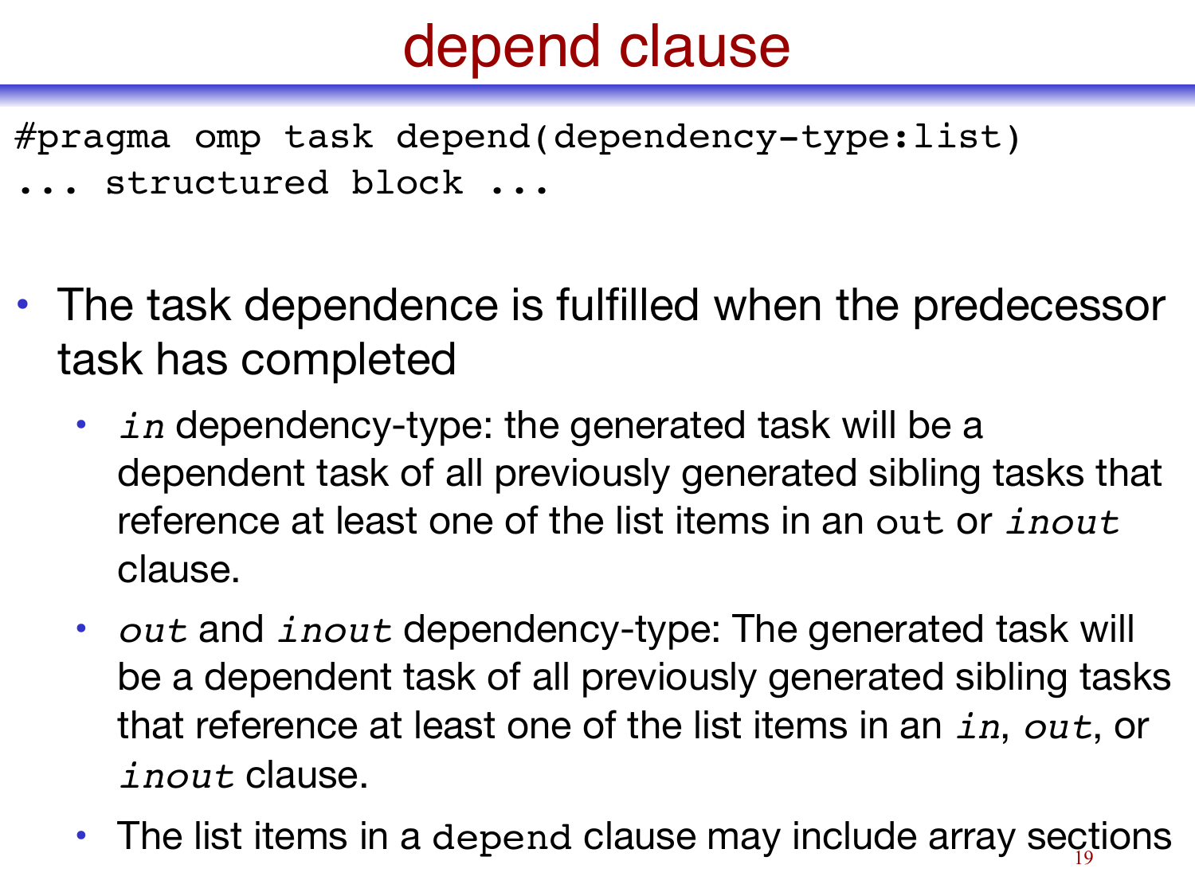# depend clause

```
#pragma omp task depend(dependency-type:list)
... structured block ...
```

- The task dependence is fulfilled when the predecessor task has completed
  - *in* dependency-type: the generated task will be a dependent task of all previously generated sibling tasks that reference at least one of the list items in an `out` or *inout* clause.
  - *out* and *inout* dependency-type: The generated task will be a dependent task of all previously generated sibling tasks that reference at least one of the list items in an *in*, *out*, or *inout* clause.
  - The list items in a `depend` clause may include array sections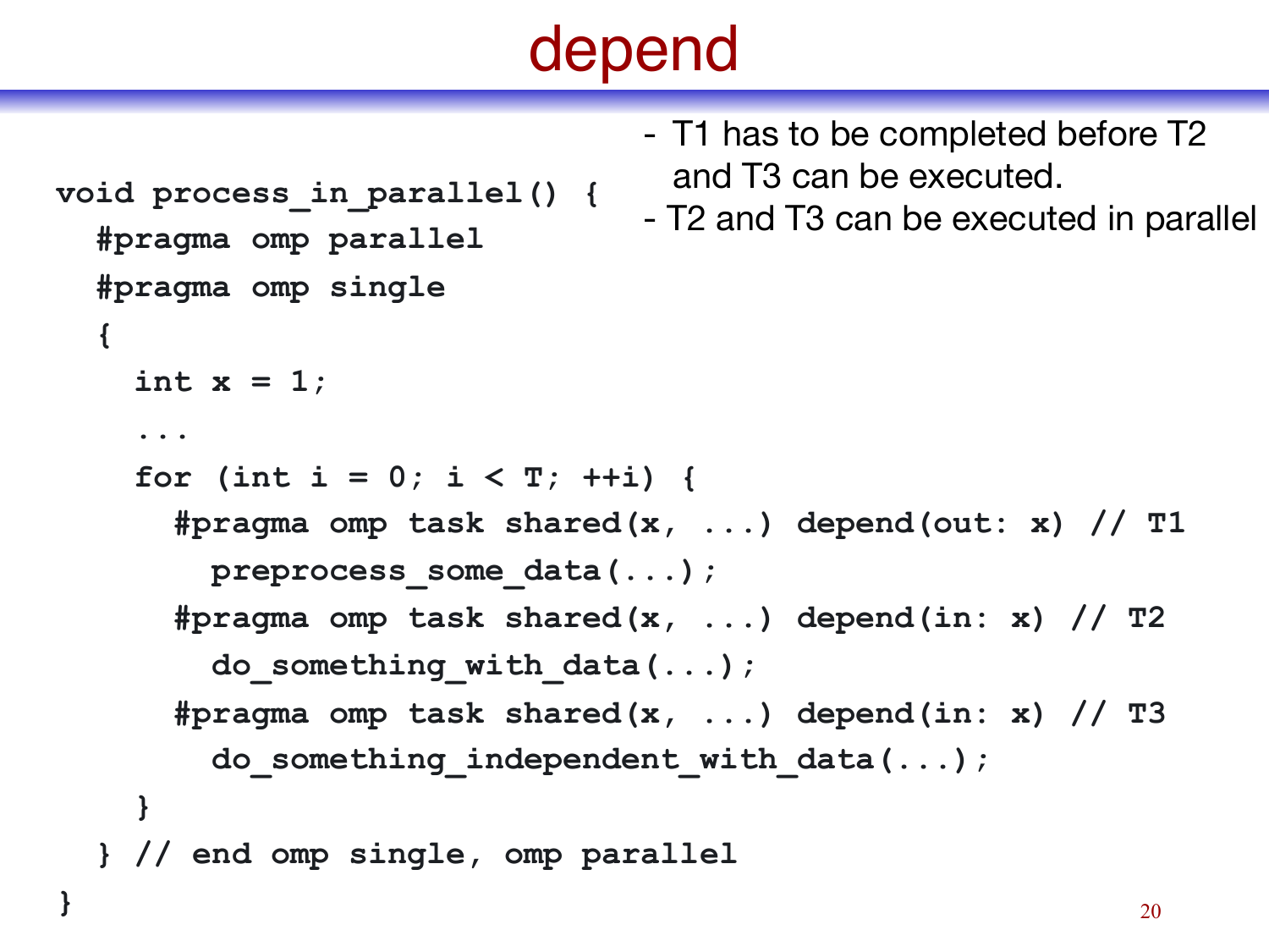# depend

- T1 has to be completed before T2 and T3 can be executed.
- T2 and T3 can be executed in parallel

```
void process_in_parallel() {
  #pragma omp parallel
  #pragma omp single
  {
    int x = 1;
    ...
    for (int i = 0; i < T; ++i) {
      #pragma omp task shared(x, ...) depend(out: x) // T1
        preprocess_some_data(...);
      #pragma omp task shared(x, ...) depend(in: x) // T2
        do_something_with_data(...);
      #pragma omp task shared(x, ...) depend(in: x) // T3
        do_something_independent_with_data(...);
    }
  } // end omp single, omp parallel
}
```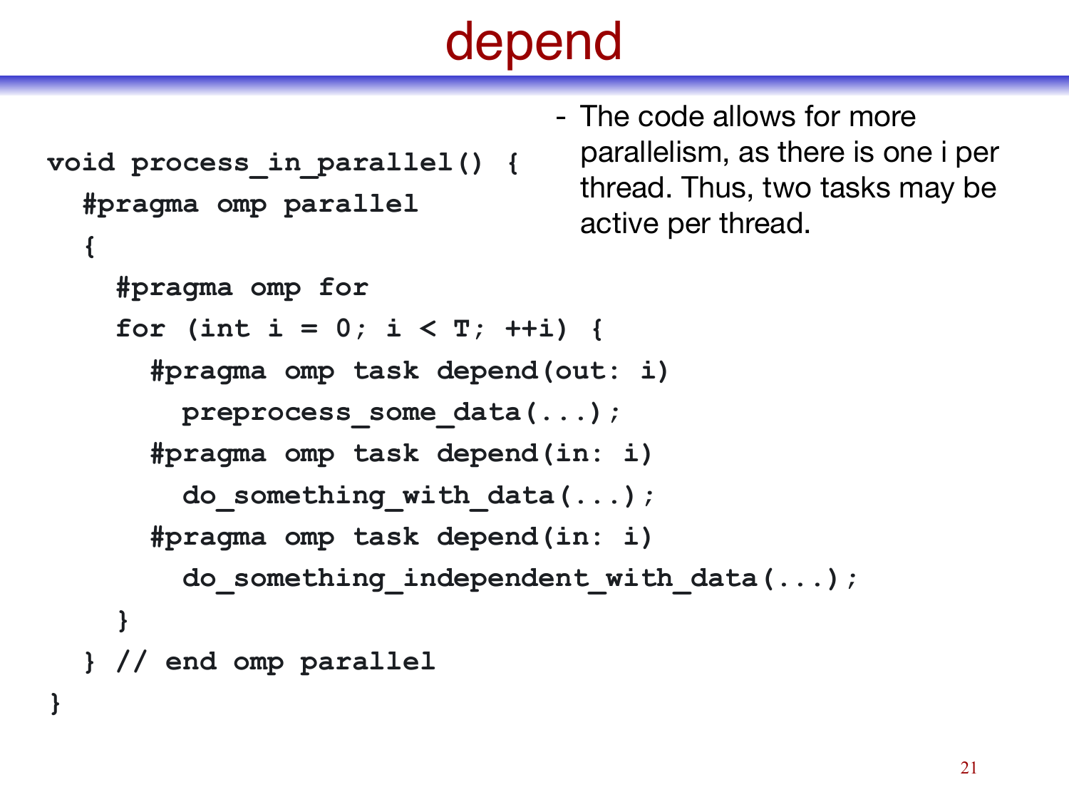# depend

```
void process_in_parallel() {
  #pragma omp parallel
  {
    #pragma omp for
    for (int i = 0; i < T; ++i) {
      #pragma omp task depend(out: i)
        preprocess_some_data(...);
      #pragma omp task depend(in: i)
        do_something_with_data(...);
      #pragma omp task depend(in: i)
        do_something_independent_with_data(...);
    }
  } // end omp parallel
}
```

- The code allows for more parallelism, as there is one i per thread. Thus, two tasks may be active per thread.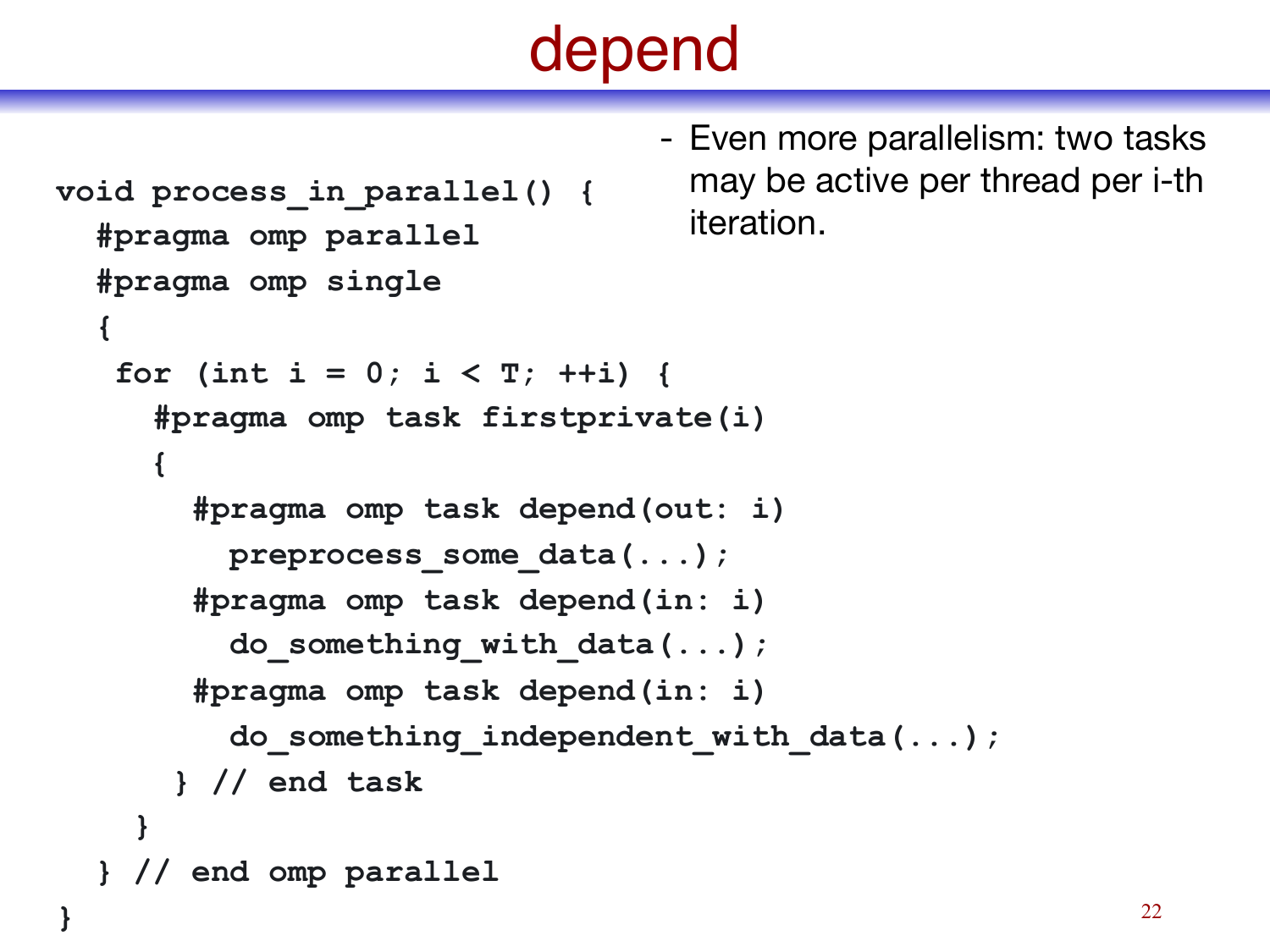# depend

- Even more parallelism: two tasks may be active per thread per i-th iteration.

```
void process_in_parallel() {
  #pragma omp parallel
  #pragma omp single
  {
   for (int i = 0; i < T; ++i) {
     #pragma omp task firstprivate(i)
     {
       #pragma omp task depend(out: i)
         preprocess_some_data(...);
       #pragma omp task depend(in: i)
         do_something_with_data(...);
       #pragma omp task depend(in: i)
         do_something_independent_with_data(...);
      } // end task
    }
  } // end omp parallel
}
```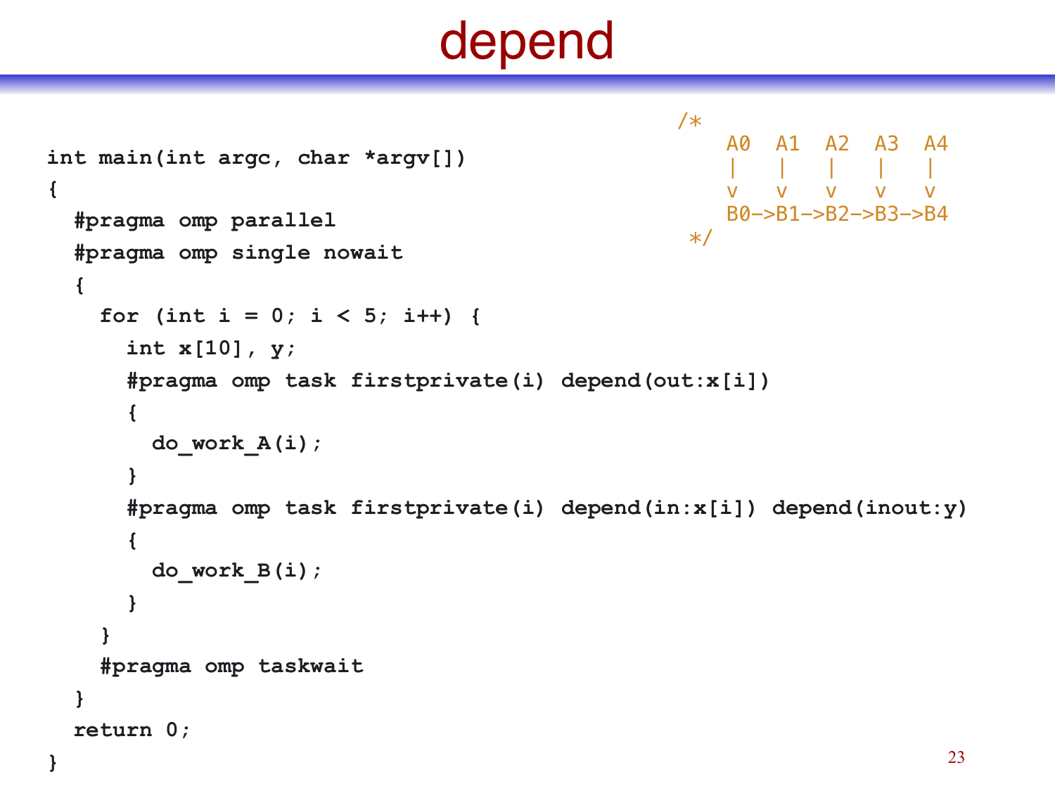# depend

```
/*
   A0   A1   A2   A3   A4
   |    |    |    |    |
   v    v    v    v    v
   B0->B1->B2->B3->B4
 */
```

```
int main(int argc, char *argv[])
{
  #pragma omp parallel
  #pragma omp single nowait
  {
    for (int i = 0; i < 5; i++) {
      int x[10], y;
      #pragma omp task firstprivate(i) depend(out:x[i])
      {
        do_work_A(i);
      }
      #pragma omp task firstprivate(i) depend(in:x[i]) depend(inout:y)
      {
        do_work_B(i);
      }
    }
    #pragma omp taskwait
  }
  return 0;
}
```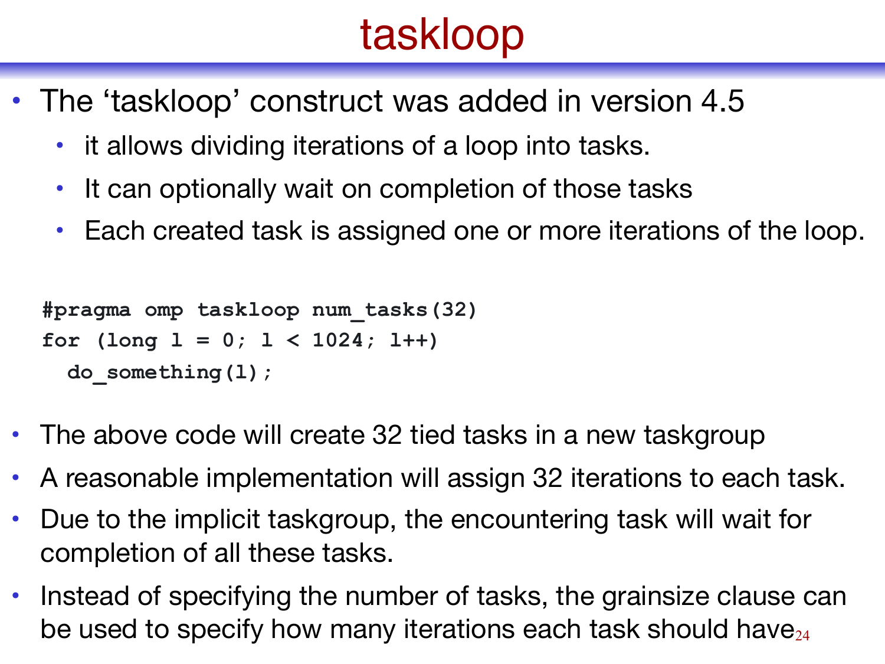# taskloop

- The ‘taskloop’ construct was added in version 4.5
  - it allows dividing iterations of a loop into tasks.
  - It can optionally wait on completion of those tasks
  - Each created task is assigned one or more iterations of the loop.

```
#pragma omp taskloop num_tasks(32)
for (long l = 0; l < 1024; l++)
  do_something(l);
```

- The above code will create 32 tied tasks in a new taskgroup
- A reasonable implementation will assign 32 iterations to each task.
- Due to the implicit taskgroup, the encountering task will wait for completion of all these tasks.
- Instead of specifying the number of tasks, the grainsize clause can be used to specify how many iterations each task should have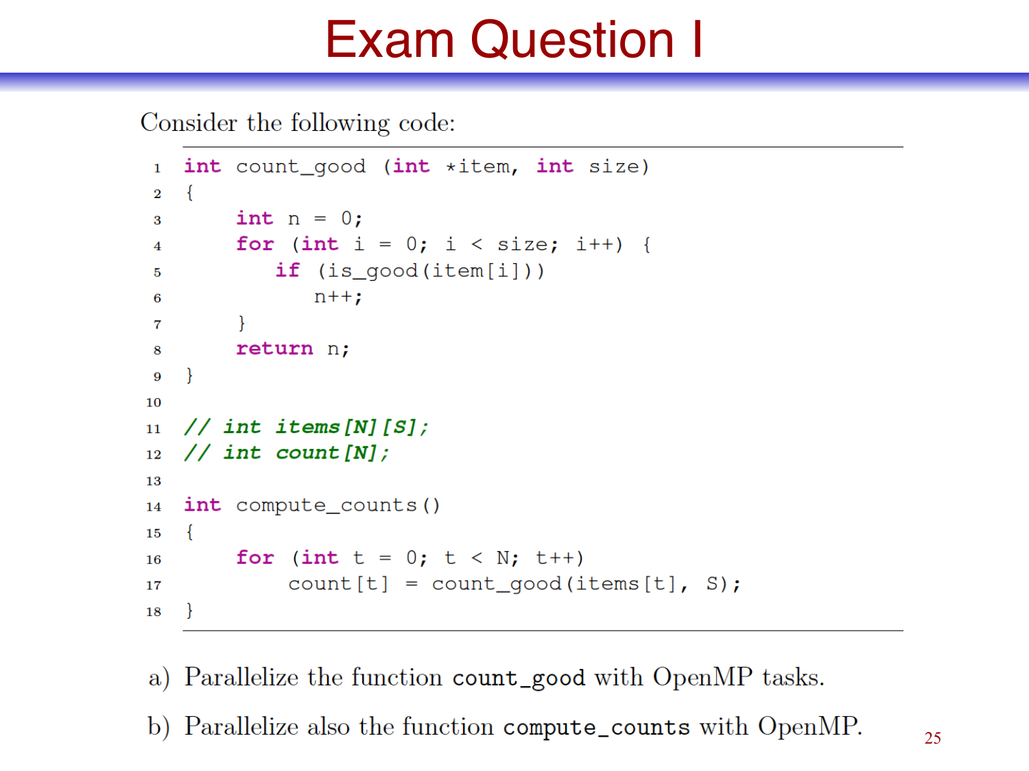# Exam Question I

Consider the following code:

```
1  int count_good (int *item, int size)
2  {
3      int n = 0;
4      for (int i = 0; i < size; i++) {
5          if (is_good(item[i]))
6              n++;
7      }
8      return n;
9  }
10
11 // int items[N][S];
12 // int count[N];
13
14 int compute_counts()
15 {
16     for (int t = 0; t < N; t++)
17         count[t] = count_good(items[t], S);
18 }
```

a) Parallelize the function `count_good` with OpenMP tasks.

b) Parallelize also the function `compute_counts` with OpenMP.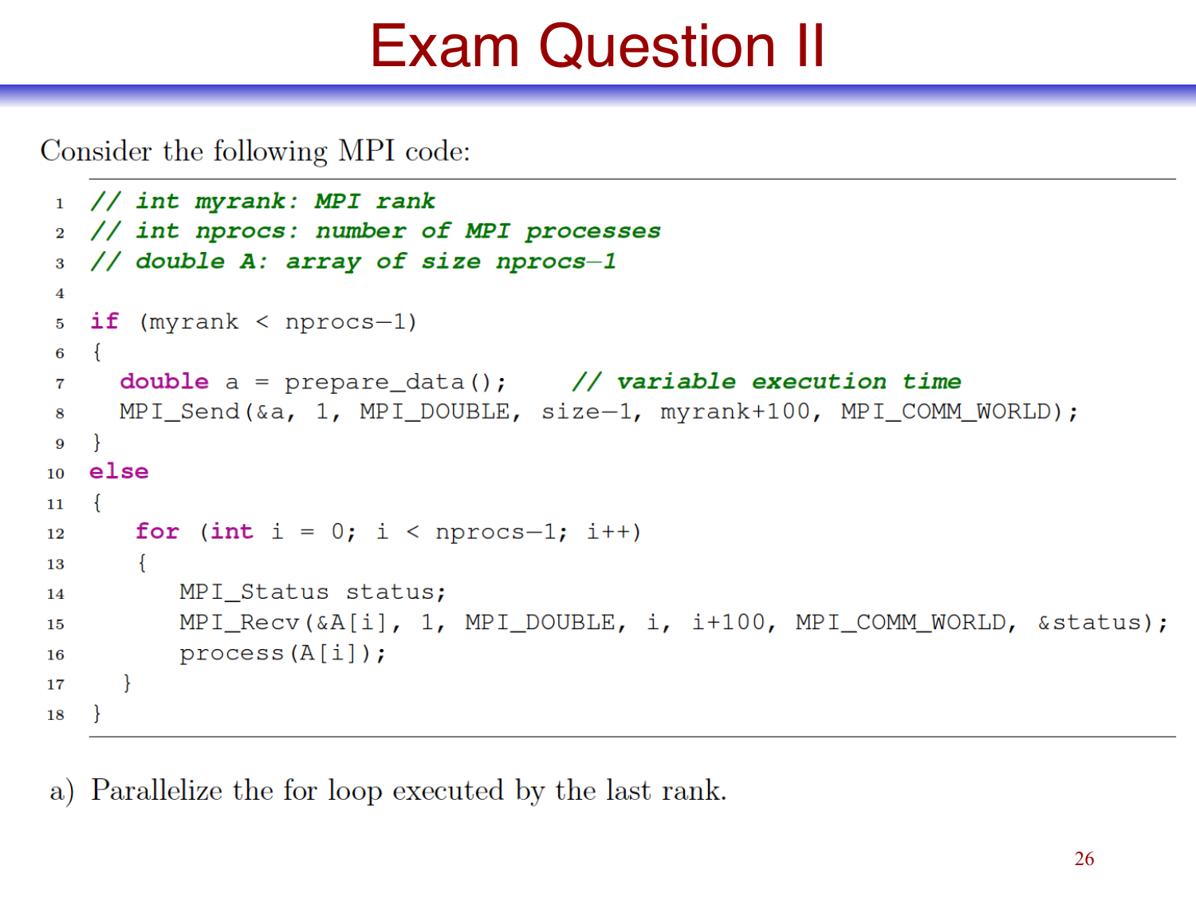# Exam Question II

Consider the following MPI code:

```
1  // int myrank: MPI rank
2  // int nprocs: number of MPI processes
3  // double A: array of size nprocs-1
4
5  if (myrank < nprocs-1)
6  {
7    double a = prepare_data();     // variable execution time
8    MPI_Send(&a, 1, MPI_DOUBLE, size-1, myrank+100, MPI_COMM_WORLD);
9  }
10 else
11 {
12   for (int i = 0; i < nprocs-1; i++)
13   {
14     MPI_Status status;
15     MPI_Recv(&A[i], 1, MPI_DOUBLE, i, i+100, MPI_COMM_WORLD, &status);
16     process(A[i]);
17   }
18 }
```

a) Parallelize the for loop executed by the last rank.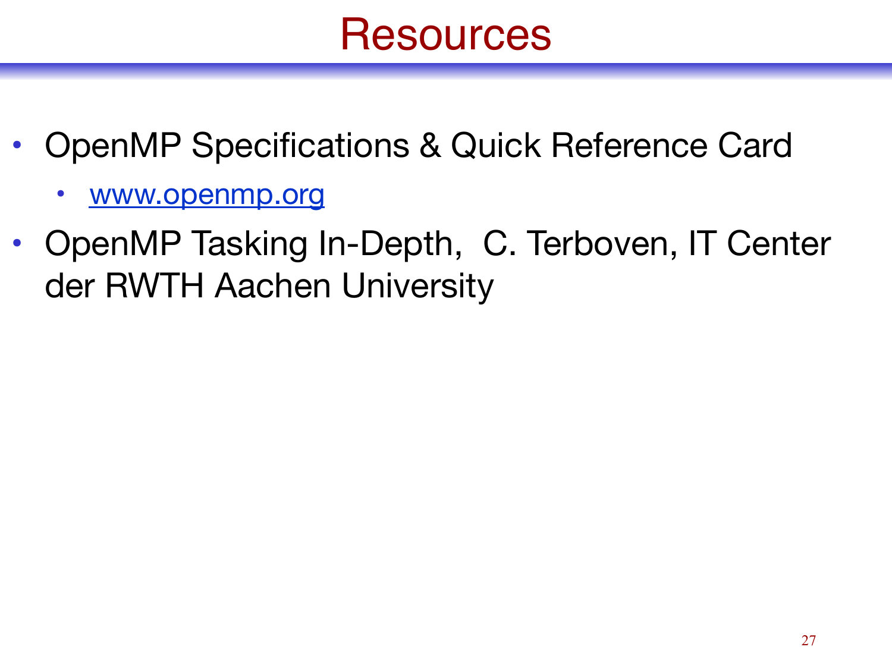# Resources

- OpenMP Specifications & Quick Reference Card
  - www.openmp.org
- OpenMP Tasking In-Depth, C. Terboven, IT Center der RWTH Aachen University